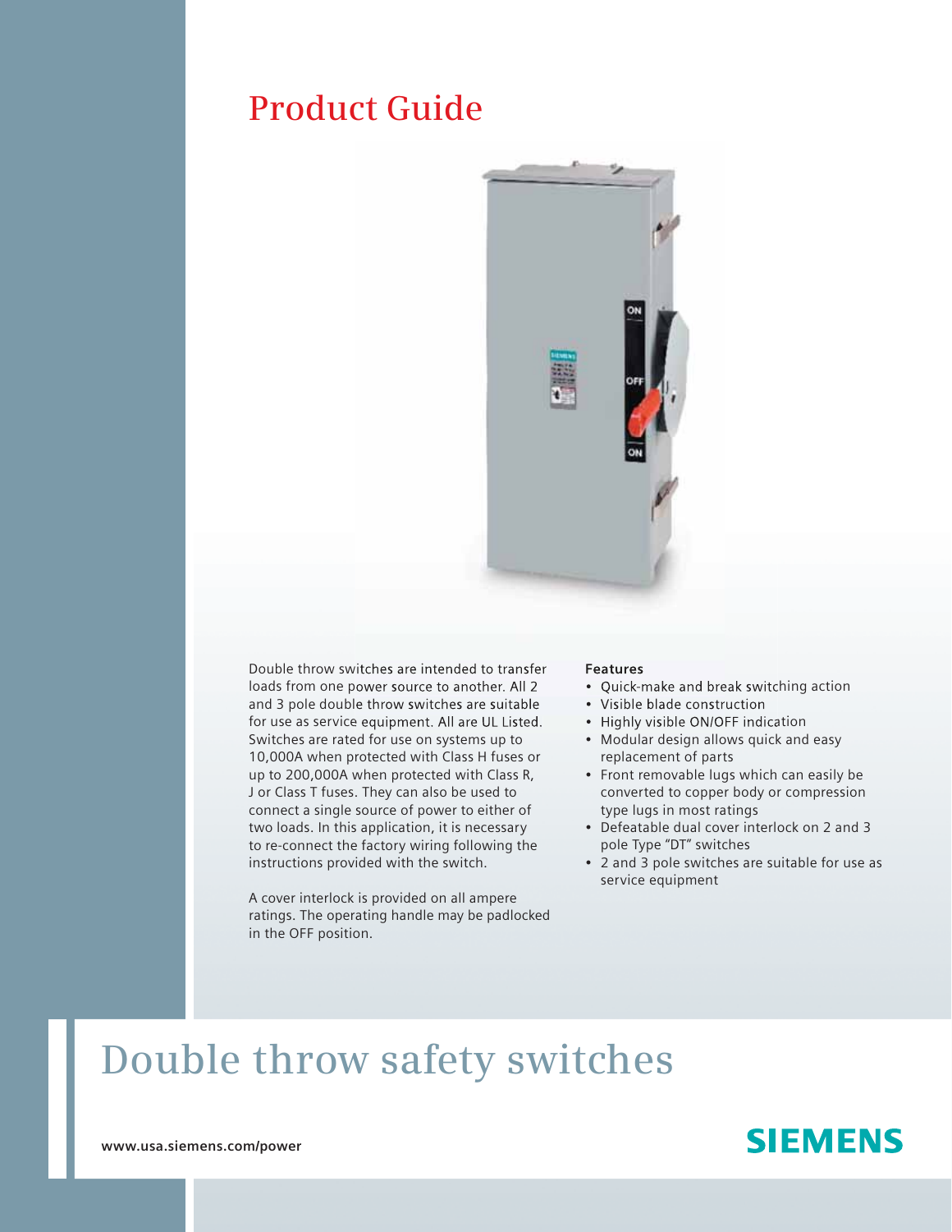# Product Guide

Double throw switches are intended to transfer loads from one power source to another. All 2 and 3 pole double throw switches are suitable for use as service equipment. All are UL Listed. Switches are rated for use on systems up to 10,000A when protected with Class H fuses or up to 200,000A when protected with Class R, J or Class T fuses. They can also be used to connect a single source of power to either of two loads. In this application, it is necessary to re-connect the factory wiring following the instructions provided with the switch.

A cover interlock is provided on all ampere ratings. The operating handle may be padlocked in the OFF position.

**Features**

- Quick-make and break switching action
- Visible blade construction
- Highly visible ON/OFF indication
- Modular design allows quick and easy replacement of parts
- Front removable lugs which can easily be converted to copper body or compression type lugs in most ratings
- Defeatable dual cover interlock on 2 and 3 pole Type "DT" switches
- 2 and 3 pole switches are suitable for use as service equipment

# Double throw safety switches

www.usa.siemens.com/power

SIEMENS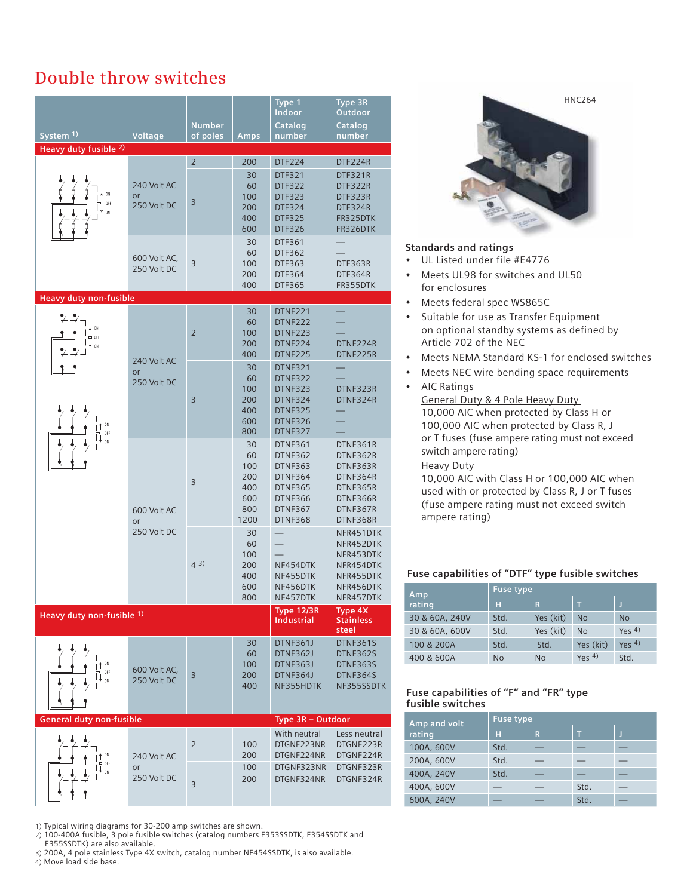# Double throw switches

| System [1] | Voltage | Number of poles | Amps | Type 1 Indoor Catalog number | Type 3R Outdoor Catalog number |
|---|---|---|---|---|---|
| **Heavy duty fusible [2]** | | | | | |
| | 240 Volt AC or 250 Volt DC | 2 | 200 | DTF224 | DTF224R |
| | | 3 | 30 | DTF321 | DTF321R |
| | | | 60 | DTF322 | DTF322R |
| | | | 100 | DTF323 | DTF323R |
| | | | 200 | DTF324 | DTF324R |
| | | | 400 | DTF325 | FR325DTK |
| | | | 600 | DTF326 | FR326DTK |
| | 600 Volt AC, 250 Volt DC | 3 | 30 | DTF361 | — |
| | | | 60 | DTF362 | — |
| | | | 100 | DTF363 | DTF363R |
| | | | 200 | DTF364 | DTF364R |
| | | | 400 | DTF365 | FR355DTK |
| **Heavy duty non-fusible** | | | | | |
| | 240 Volt AC or 250 Volt DC | 2 | 30 | DTNF221 | — |
| | | | 60 | DTNF222 | — |
| | | | 100 | DTNF223 | — |
| | | | 200 | DTNF224 | DTNF224R |
| | | | 400 | DTNF225 | DTNF225R |
| | | 3 | 30 | DTNF321 | — |
| | | | 60 | DTNF322 | — |
| | | | 100 | DTNF323 | DTNF323R |
| | | | 200 | DTNF324 | DTNF324R |
| | | | 400 | DTNF325 | — |
| | | | 600 | DTNF326 | — |
| | | | 800 | DTNF327 | — |
| | 600 Volt AC or 250 Volt DC | 3 | 30 | DTNF361 | DTNF361R |
| | | | 60 | DTNF362 | DTNF362R |
| | | | 100 | DTNF363 | DTNF363R |
| | | | 200 | DTNF364 | DTNF364R |
| | | | 400 | DTNF365 | DTNF365R |
| | | | 600 | DTNF366 | DTNF366R |
| | | | 800 | DTNF367 | DTNF367R |
| | | | 1200 | DTNF368 | DTNF368R |
| | | 4 [3] | 30 | — | NFR451DTK |
| | | | 60 | — | NFR452DTK |
| | | | 100 | — | NFR453DTK |
| | | | 200 | NF454DTK | NFR454DTK |
| | | | 400 | NF455DTK | NFR455DTK |
| | | | 600 | NF456DTK | NFR456DTK |
| | | | 800 | NF457DTK | NFR457DTK |
| **Heavy duty non-fusible [1]** | | | | **Type 12/3R Industrial** | **Type 4X Stainless steel** |
| | 600 Volt AC, 250 Volt DC | 3 | 30 | DTNF361J | DTNF361S |
| | | | 60 | DTNF362J | DTNF362S |
| | | | 100 | DTNF363J | DTNF363S |
| | | | 200 | DTNF364J | DTNF364S |
| | | | 400 | NF355HDTK | NF355SSDTK |
| **General duty non-fusible** | | | | **Type 3R – Outdoor** | |
| | | | | With neutral | Less neutral |
| | 240 Volt AC or 250 Volt DC | 2 | 100 | DTGNF223NR | DTGNF223R |
| | | | 200 | DTGNF224NR | DTGNF224R |
| | | 3 | 100 | DTGNF323NR | DTGNF323R |
| | | | 200 | DTGNF324NR | DTGNF324R |

1) Typical wiring diagrams for 30-200 amp switches are shown.
2) 100-400A fusible, 3 pole fusible switches (catalog numbers F353SSDTK, F354SSDTK and F355SSDTK) are also available.
3) 200A, 4 pole stainless Type 4X switch, catalog number NF454SSDTK, is also available.
4) Move load side base.

HNC264

### Standards and ratings

- UL Listed under file #E4776
- Meets UL98 for switches and UL50 for enclosures
- Meets federal spec WS865C
- Suitable for use as Transfer Equipment on optional standby systems as defined by Article 702 of the NEC
- Meets NEMA Standard KS-1 for enclosed switches
- Meets NEC wire bending space requirements
- AIC Ratings

  General Duty & 4 Pole Heavy Duty
  10,000 AIC when protected by Class H or 100,000 AIC when protected by Class R, J or T fuses (fuse ampere rating must not exceed switch ampere rating)

  Heavy Duty
  10,000 AIC with Class H or 100,000 AIC when used with or protected by Class R, J or T fuses (fuse ampere rating must not exceed switch ampere rating)

### Fuse capabilities of "DTF" type fusible switches

| Amp rating | Fuse type H | R | T | J |
|---|---|---|---|---|
| 30 & 60A, 240V | Std. | Yes (kit) | No | No |
| 30 & 60A, 600V | Std. | Yes (kit) | No | Yes [4] |
| 100 & 200A | Std. | Std. | Yes (kit) | Yes [4] |
| 400 & 600A | No | No | Yes [4] | Std. |

### Fuse capabilities of "F" and "FR" type fusible switches

| Amp and volt rating | Fuse type H | R | T | J |
|---|---|---|---|---|
| 100A, 600V | Std. | — | — | — |
| 200A, 600V | Std. | — | — | — |
| 400A, 240V | Std. | — | — | — |
| 400A, 600V | — | — | Std. | — |
| 600A, 240V | — | — | Std. | — |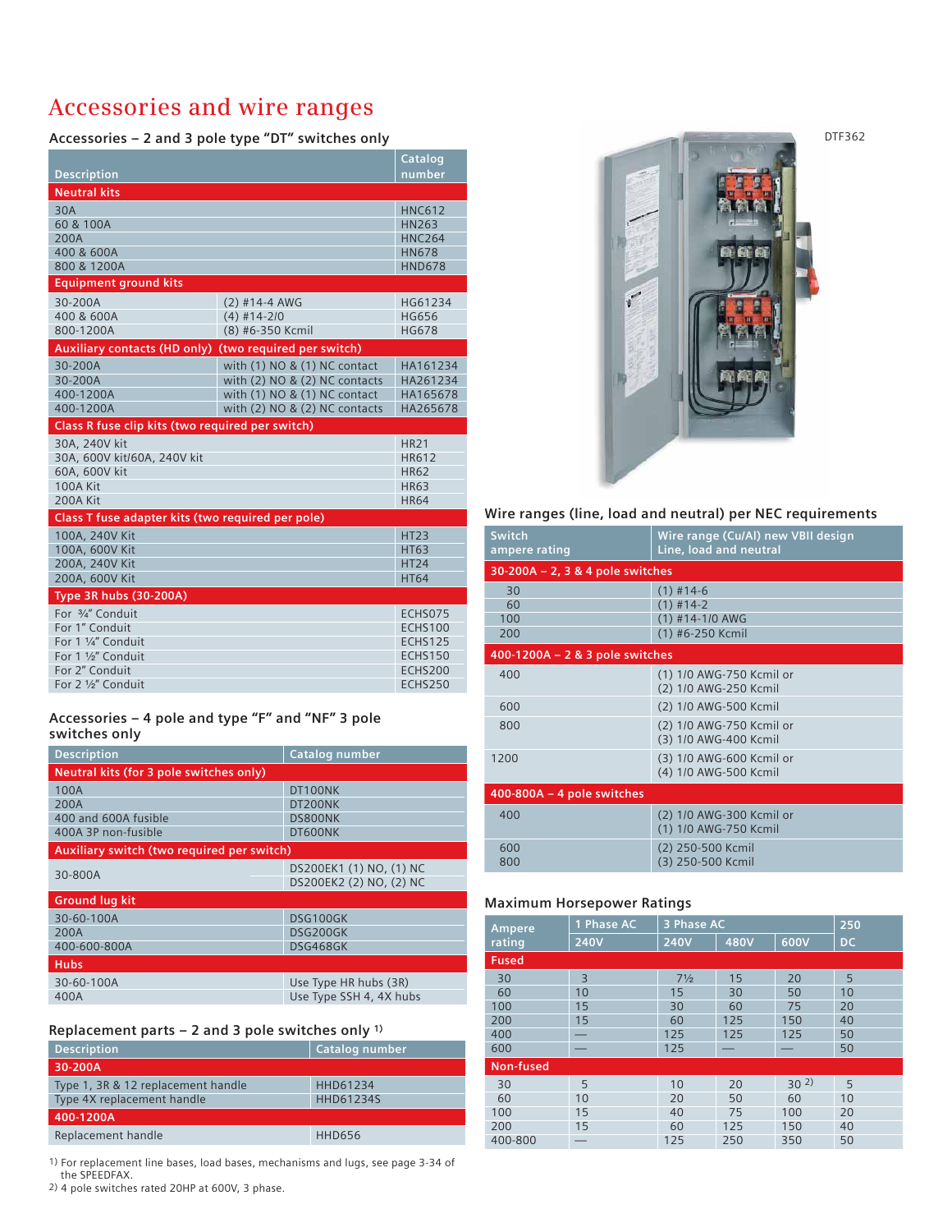# Accessories and wire ranges

## Accessories – 2 and 3 pole type "DT" switches only

| Description | | Catalog number |
|---|---|---|
| **Neutral kits** | | |
| 30A | | HNC612 |
| 60 & 100A | | HN263 |
| 200A | | HNC264 |
| 400 & 600A | | HN678 |
| 800 & 1200A | | HND678 |
| **Equipment ground kits** | | |
| 30-200A | (2) #14-4 AWG | HG61234 |
| 400 & 600A | (4) #14-2/0 | HG656 |
| 800-1200A | (8) #6-350 Kcmil | HG678 |
| **Auxiliary contacts (HD only)** | **(two required per switch)** | |
| 30-200A | with (1) NO & (1) NC contact | HA161234 |
| 30-200A | with (2) NO & (2) NC contacts | HA261234 |
| 400-1200A | with (1) NO & (1) NC contact | HA165678 |
| 400-1200A | with (2) NO & (2) NC contacts | HA265678 |
| **Class R fuse clip kits (two required per switch)** | | |
| 30A, 240V kit | | HR21 |
| 30A, 600V kit/60A, 240V kit | | HR612 |
| 60A, 600V kit | | HR62 |
| 100A Kit | | HR63 |
| 200A Kit | | HR64 |
| **Class T fuse adapter kits (two required per pole)** | | |
| 100A, 240V Kit | | HT23 |
| 100A, 600V Kit | | HT63 |
| 200A, 240V Kit | | HT24 |
| 200A, 600V Kit | | HT64 |
| **Type 3R hubs (30-200A)** | | |
| For ¾" Conduit | | ECHS075 |
| For 1" Conduit | | ECHS100 |
| For 1 ¼" Conduit | | ECHS125 |
| For 1 ½" Conduit | | ECHS150 |
| For 2" Conduit | | ECHS200 |
| For 2 ½" Conduit | | ECHS250 |

## Accessories – 4 pole and type "F" and "NF" 3 pole switches only

| Description | Catalog number |
|---|---|
| **Neutral kits (for 3 pole switches only)** | |
| 100A | DT100NK |
| 200A | DT200NK |
| 400 and 600A fusible | DS800NK |
| 400A 3P non-fusible | DT600NK |
| **Auxiliary switch (two required per switch)** | |
| 30-800A | DS200EK1 (1) NO, (1) NC<br>DS200EK2 (2) NO, (2) NC |
| **Ground lug kit** | |
| 30-60-100A | DSG100GK |
| 200A | DSG200GK |
| 400-600-800A | DSG468GK |
| **Hubs** | |
| 30-60-100A | Use Type HR hubs (3R) |
| 400A | Use Type SSH 4, 4X hubs |

## Replacement parts – 2 and 3 pole switches only [1]

| Description | Catalog number |
|---|---|
| **30-200A** | |
| Type 1, 3R & 12 replacement handle | HHD61234 |
| Type 4X replacement handle | HHD61234S |
| **400-1200A** | |
| Replacement handle | HHD656 |

DTF362

## Wire ranges (line, load and neutral) per NEC requirements

| Switch ampere rating | Wire range (Cu/Al) new VBII design Line, load and neutral |
|---|---|
| **30-200A – 2, 3 & 4 pole switches** | |
| 30 | (1) #14-6 |
| 60 | (1) #14-2 |
| 100 | (1) #14-1/0 AWG |
| 200 | (1) #6-250 Kcmil |
| **400-1200A – 2 & 3 pole switches** | |
| 400 | (1) 1/0 AWG-750 Kcmil or<br>(2) 1/0 AWG-250 Kcmil |
| 600 | (2) 1/0 AWG-500 Kcmil |
| 800 | (2) 1/0 AWG-750 Kcmil or<br>(3) 1/0 AWG-400 Kcmil |
| 1200 | (3) 1/0 AWG-600 Kcmil or<br>(4) 1/0 AWG-500 Kcmil |
| **400-800A – 4 pole switches** | |
| 400 | (2) 1/0 AWG-300 Kcmil or<br>(1) 1/0 AWG-750 Kcmil |
| 600 | (2) 250-500 Kcmil |
| 800 | (3) 250-500 Kcmil |

## Maximum Horsepower Ratings

| Ampere rating | 1 Phase AC | 3 Phase AC | | | 250 |
|---|---|---|---|---|---|
| | 240V | 240V | 480V | 600V | DC |
| **Fused** | | | | | |
| 30 | 3 | 7½ | 15 | 20 | 5 |
| 60 | 10 | 15 | 30 | 50 | 10 |
| 100 | 15 | 30 | 60 | 75 | 20 |
| 200 | 15 | 60 | 125 | 150 | 40 |
| 400 | — | 125 | 125 | 125 | 50 |
| 600 | — | 125 | — | — | 50 |
| **Non-fused** | | | | | |
| 30 | 5 | 10 | 20 | 30 [2] | 5 |
| 60 | 10 | 20 | 50 | 60 | 10 |
| 100 | 15 | 40 | 75 | 100 | 20 |
| 200 | 15 | 60 | 125 | 150 | 40 |
| 400-800 | — | 125 | 250 | 350 | 50 |

[1] For replacement line bases, load bases, mechanisms and lugs, see page 3-34 of the SPEEDFAX.
[2] 4 pole switches rated 20HP at 600V, 3 phase.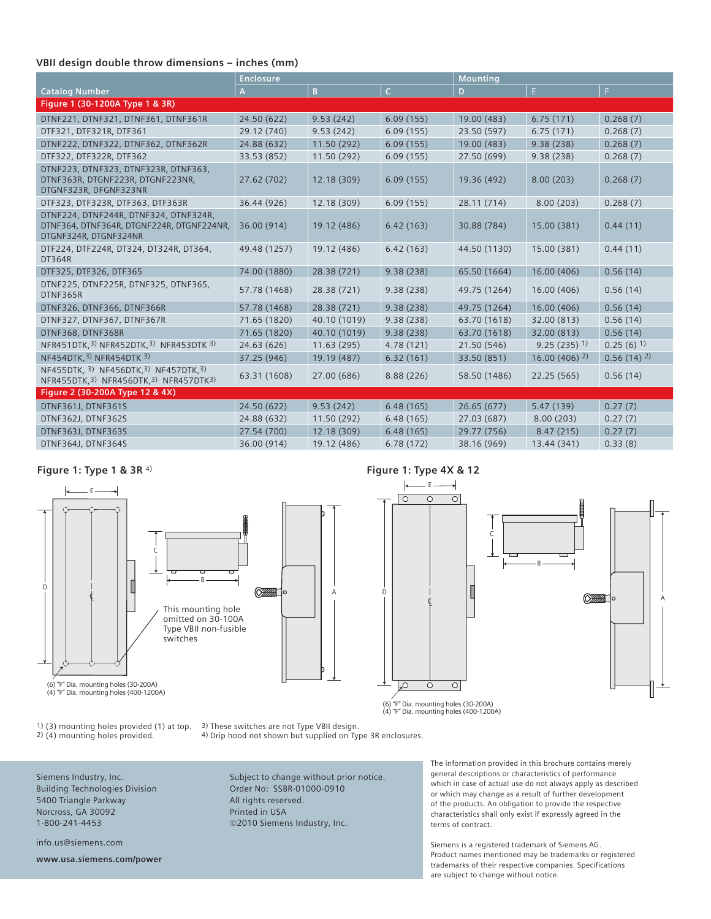## VBII design double throw dimensions – inches (mm)

| Catalog Number | Enclosure A | Enclosure B | Enclosure C | Mounting D | Mounting E | Mounting F |
|---|---|---|---|---|---|---|
| **Figure 1 (30-1200A Type 1 & 3R)** | | | | | | |
| DTNF221, DTNF321, DTNF361, DTNF361R | 24.50 (622) | 9.53 (242) | 6.09 (155) | 19.00 (483) | 6.75 (171) | 0.268 (7) |
| DTF321, DTF321R, DTF361 | 29.12 (740) | 9.53 (242) | 6.09 (155) | 23.50 (597) | 6.75 (171) | 0.268 (7) |
| DTNF222, DTNF322, DTNF362, DTNF362R | 24.88 (632) | 11.50 (292) | 6.09 (155) | 19.00 (483) | 9.38 (238) | 0.268 (7) |
| DTF322, DTF322R, DTF362 | 33.53 (852) | 11.50 (292) | 6.09 (155) | 27.50 (699) | 9.38 (238) | 0.268 (7) |
| DTNF223, DTNF323, DTNF323R, DTNF363, DTNF363R, DTGNF223R, DTGNF223NR, DTGNF323R, DFGNF323NR | 27.62 (702) | 12.18 (309) | 6.09 (155) | 19.36 (492) | 8.00 (203) | 0.268 (7) |
| DTF323, DTF323R, DTF363, DTF363R | 36.44 (926) | 12.18 (309) | 6.09 (155) | 28.11 (714) | 8.00 (203) | 0.268 (7) |
| DTNF224, DTNF244R, DTNF324, DTNF324R, DTNF364, DTNF364R, DTGNF224R, DTGNF224NR, DTGNF324R, DTGNF324NR | 36.00 (914) | 19.12 (486) | 6.42 (163) | 30.88 (784) | 15.00 (381) | 0.44 (11) |
| DTF224, DTF224R, DT324, DT324R, DT364, DT364R | 49.48 (1257) | 19.12 (486) | 6.42 (163) | 44.50 (1130) | 15.00 (381) | 0.44 (11) |
| DTF325, DTF326, DTF365 | 74.00 (1880) | 28.38 (721) | 9.38 (238) | 65.50 (1664) | 16.00 (406) | 0.56 (14) |
| DTNF225, DTNF225R, DTNF325, DTNF365, DTNF365R | 57.78 (1468) | 28.38 (721) | 9.38 (238) | 49.75 (1264) | 16.00 (406) | 0.56 (14) |
| DTNF326, DTNF366, DTNF366R | 57.78 (1468) | 28.38 (721) | 9.38 (238) | 49.75 (1264) | 16.00 (406) | 0.56 (14) |
| DTNF327, DTNF367, DTNF367R | 71.65 (1820) | 40.10 (1019) | 9.38 (238) | 63.70 (1618) | 32.00 (813) | 0.56 (14) |
| DTNF368, DTNF368R | 71.65 (1820) | 40.10 (1019) | 9.38 (238) | 63.70 (1618) | 32.00 (813) | 0.56 (14) |
| NFR451DTK,[3] NFR452DTK,[3] NFR453DTK [3] | 24.63 (626) | 11.63 (295) | 4.78 (121) | 21.50 (546) | 9.25 (235) [1] | 0.25 (6) [1] |
| NF454DTK,[3] NFR454DTK [3] | 37.25 (946) | 19.19 (487) | 6.32 (161) | 33.50 (851) | 16.00 (406) [2] | 0.56 (14) [2] |
| NF455DTK, [3] NF456DTK,[3] NF457DTK,[3] NFR455DTK,[3] NFR456DTK,[3] NFR457DTK[3] | 63.31 (1608) | 27.00 (686) | 8.88 (226) | 58.50 (1486) | 22.25 (565) | 0.56 (14) |
| **Figure 2 (30-200A Type 12 & 4X)** | | | | | | |
| DTNF361J, DTNF361S | 24.50 (622) | 9.53 (242) | 6.48 (165) | 26.65 (677) | 5.47 (139) | 0.27 (7) |
| DTNF362J, DTNF362S | 24.88 (632) | 11.50 (292) | 6.48 (165) | 27.03 (687) | 8.00 (203) | 0.27 (7) |
| DTNF363J, DTNF363S | 27.54 (700) | 12.18 (309) | 6.48 (165) | 29.77 (756) | 8.47 (215) | 0.27 (7) |
| DTNF364J, DTNF364S | 36.00 (914) | 19.12 (486) | 6.78 (172) | 38.16 (969) | 13.44 (341) | 0.33 (8) |

### Figure 1: Type 1 & 3R [4]

E

D

C

B

A

This mounting hole omitted on 30-100A Type VBII non-fusible switches

(6) "F" Dia. mounting holes (30-200A)
(4) "F" Dia. mounting holes (400-1200A)

### Figure 1: Type 4X & 12

E

D

C

B

A

(6) "F" Dia. mounting holes (30-200A)
(4) "F" Dia. mounting holes (400-1200A)

1) (3) mounting holes provided (1) at top.
2) (4) mounting holes provided.
3) These switches are not Type VBII design.
4) Drip hood not shown but supplied on Type 3R enclosures.

Siemens Industry, Inc.
Building Technologies Division
5400 Triangle Parkway
Norcross, GA 30092
1-800-241-4453

info.us@siemens.com

**www.usa.siemens.com/power**

Subject to change without prior notice.
Order No: SSBR-01000-0910
All rights reserved.
Printed in USA
©2010 Siemens Industry, Inc.

The information provided in this brochure contains merely general descriptions or characteristics of performance which in case of actual use do not always apply as described or which may change as a result of further development of the products. An obligation to provide the respective characteristics shall only exist if expressly agreed in the terms of contract.

Siemens is a registered trademark of Siemens AG. Product names mentioned may be trademarks or registered trademarks of their respective companies. Specifications are subject to change without notice.